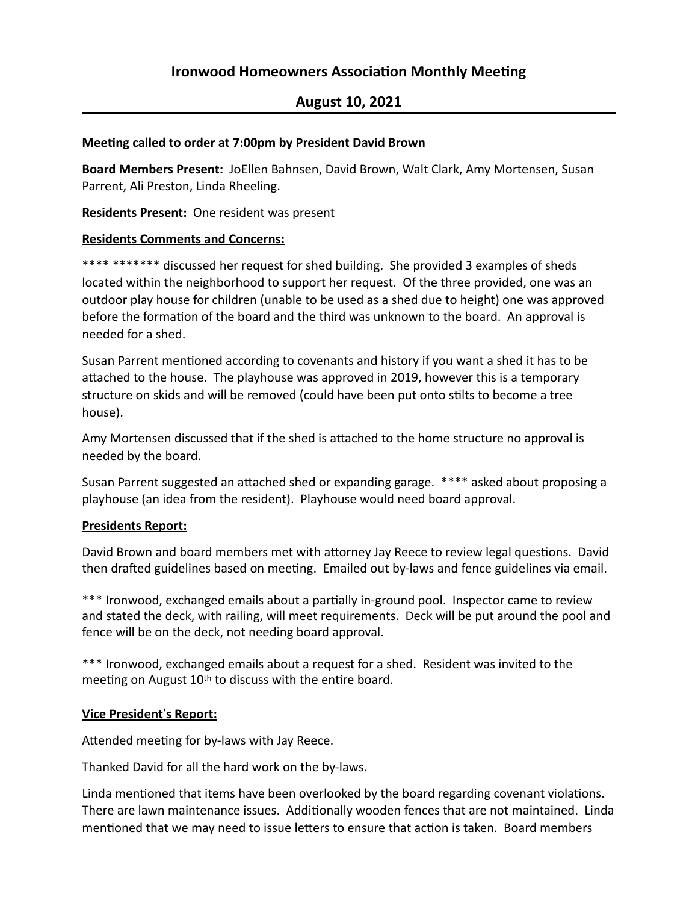# Ironwood Homeowners Association Monthly Meeting

## August 10, 2021

**Meeting called to order at 7:00pm by President David Brown**

**Board Members Present:** JoEllen Bahnsen, David Brown, Walt Clark, Amy Mortensen, Susan Parrent, Ali Preston, Linda Rheeling.

**Residents Present:** One resident was present

**Residents Comments and Concerns:**

**** ******* discussed her request for shed building. She provided 3 examples of sheds located within the neighborhood to support her request. Of the three provided, one was an outdoor play house for children (unable to be used as a shed due to height) one was approved before the formation of the board and the third was unknown to the board. An approval is needed for a shed.

Susan Parrent mentioned according to covenants and history if you want a shed it has to be attached to the house. The playhouse was approved in 2019, however this is a temporary structure on skids and will be removed (could have been put onto stilts to become a tree house).

Amy Mortensen discussed that if the shed is attached to the home structure no approval is needed by the board.

Susan Parrent suggested an attached shed or expanding garage. **** asked about proposing a playhouse (an idea from the resident). Playhouse would need board approval.

**Presidents Report:**

David Brown and board members met with attorney Jay Reece to review legal questions. David then drafted guidelines based on meeting. Emailed out by-laws and fence guidelines via email.

*** Ironwood, exchanged emails about a partially in-ground pool. Inspector came to review and stated the deck, with railing, will meet requirements. Deck will be put around the pool and fence will be on the deck, not needing board approval.

*** Ironwood, exchanged emails about a request for a shed. Resident was invited to the meeting on August 10th to discuss with the entire board.

**Vice President's Report:**

Attended meeting for by-laws with Jay Reece.

Thanked David for all the hard work on the by-laws.

Linda mentioned that items have been overlooked by the board regarding covenant violations. There are lawn maintenance issues. Additionally wooden fences that are not maintained. Linda mentioned that we may need to issue letters to ensure that action is taken. Board members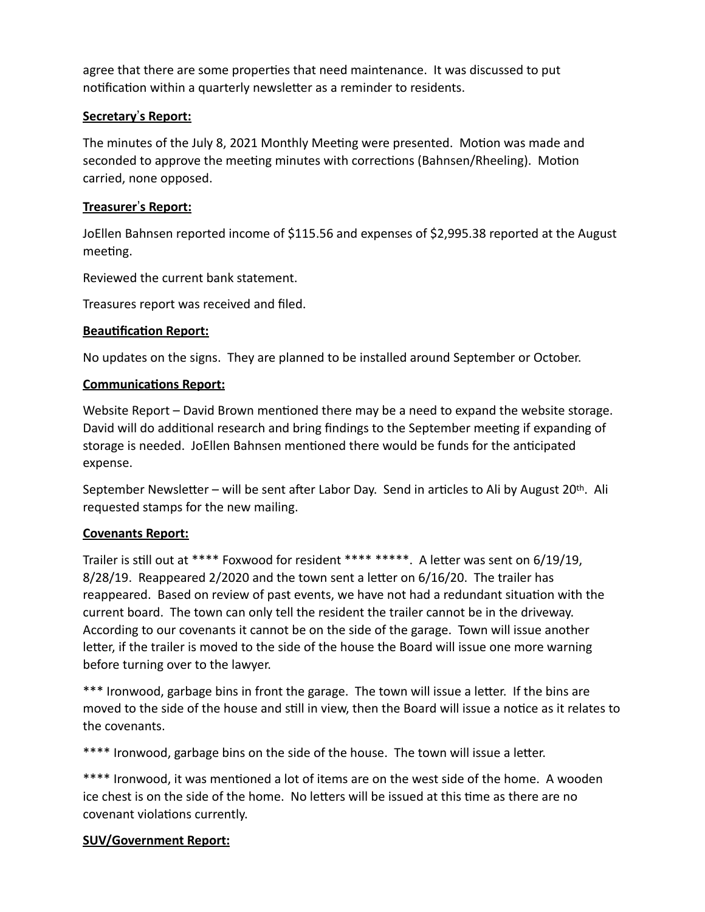agree that there are some properties that need maintenance. It was discussed to put notification within a quarterly newsletter as a reminder to residents.

**Secretary's Report:**

The minutes of the July 8, 2021 Monthly Meeting were presented. Motion was made and seconded to approve the meeting minutes with corrections (Bahnsen/Rheeling). Motion carried, none opposed.

**Treasurer's Report:**

JoEllen Bahnsen reported income of $115.56 and expenses of $2,995.38 reported at the August meeting.

Reviewed the current bank statement.

Treasures report was received and filed.

**Beautification Report:**

No updates on the signs. They are planned to be installed around September or October.

**Communications Report:**

Website Report – David Brown mentioned there may be a need to expand the website storage. David will do additional research and bring findings to the September meeting if expanding of storage is needed. JoEllen Bahnsen mentioned there would be funds for the anticipated expense.

September Newsletter – will be sent after Labor Day. Send in articles to Ali by August 20th. Ali requested stamps for the new mailing.

**Covenants Report:**

Trailer is still out at **** Foxwood for resident **** *****. A letter was sent on 6/19/19, 8/28/19. Reappeared 2/2020 and the town sent a letter on 6/16/20. The trailer has reappeared. Based on review of past events, we have not had a redundant situation with the current board. The town can only tell the resident the trailer cannot be in the driveway. According to our covenants it cannot be on the side of the garage. Town will issue another letter, if the trailer is moved to the side of the house the Board will issue one more warning before turning over to the lawyer.

*** Ironwood, garbage bins in front the garage. The town will issue a letter. If the bins are moved to the side of the house and still in view, then the Board will issue a notice as it relates to the covenants.

**** Ironwood, garbage bins on the side of the house. The town will issue a letter.

**** Ironwood, it was mentioned a lot of items are on the west side of the home. A wooden ice chest is on the side of the home. No letters will be issued at this time as there are no covenant violations currently.

**SUV/Government Report:**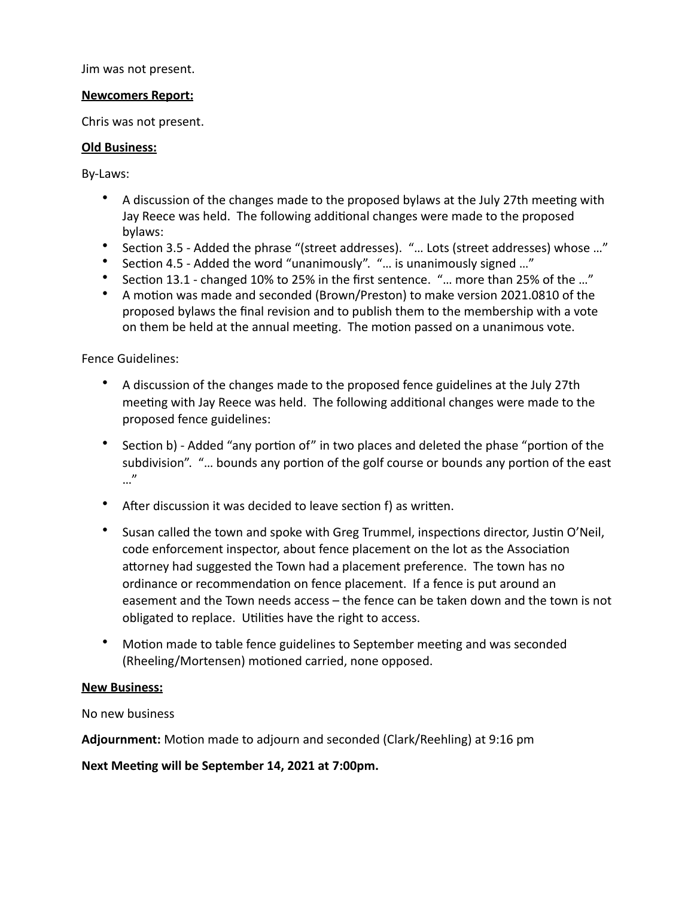Jim was not present.

**Newcomers Report:**

Chris was not present.

**Old Business:**

By-Laws:

- A discussion of the changes made to the proposed bylaws at the July 27th meeting with Jay Reece was held. The following additional changes were made to the proposed bylaws:
- Section 3.5 - Added the phrase "(street addresses). "… Lots (street addresses) whose …"
- Section 4.5 - Added the word "unanimously". "… is unanimously signed …"
- Section 13.1 - changed 10% to 25% in the first sentence. "… more than 25% of the …"
- A motion was made and seconded (Brown/Preston) to make version 2021.0810 of the proposed bylaws the final revision and to publish them to the membership with a vote on them be held at the annual meeting. The motion passed on a unanimous vote.

Fence Guidelines:

- A discussion of the changes made to the proposed fence guidelines at the July 27th meeting with Jay Reece was held. The following additional changes were made to the proposed fence guidelines:
- Section b) - Added "any portion of" in two places and deleted the phase "portion of the subdivision". "… bounds any portion of the golf course or bounds any portion of the east …"
- After discussion it was decided to leave section f) as written.
- Susan called the town and spoke with Greg Trummel, inspections director, Justin O'Neil, code enforcement inspector, about fence placement on the lot as the Association attorney had suggested the Town had a placement preference. The town has no ordinance or recommendation on fence placement. If a fence is put around an easement and the Town needs access – the fence can be taken down and the town is not obligated to replace. Utilities have the right to access.
- Motion made to table fence guidelines to September meeting and was seconded (Rheeling/Mortensen) motioned carried, none opposed.

**New Business:**

No new business

**Adjournment:** Motion made to adjourn and seconded (Clark/Reehling) at 9:16 pm

**Next Meeting will be September 14, 2021 at 7:00pm.**